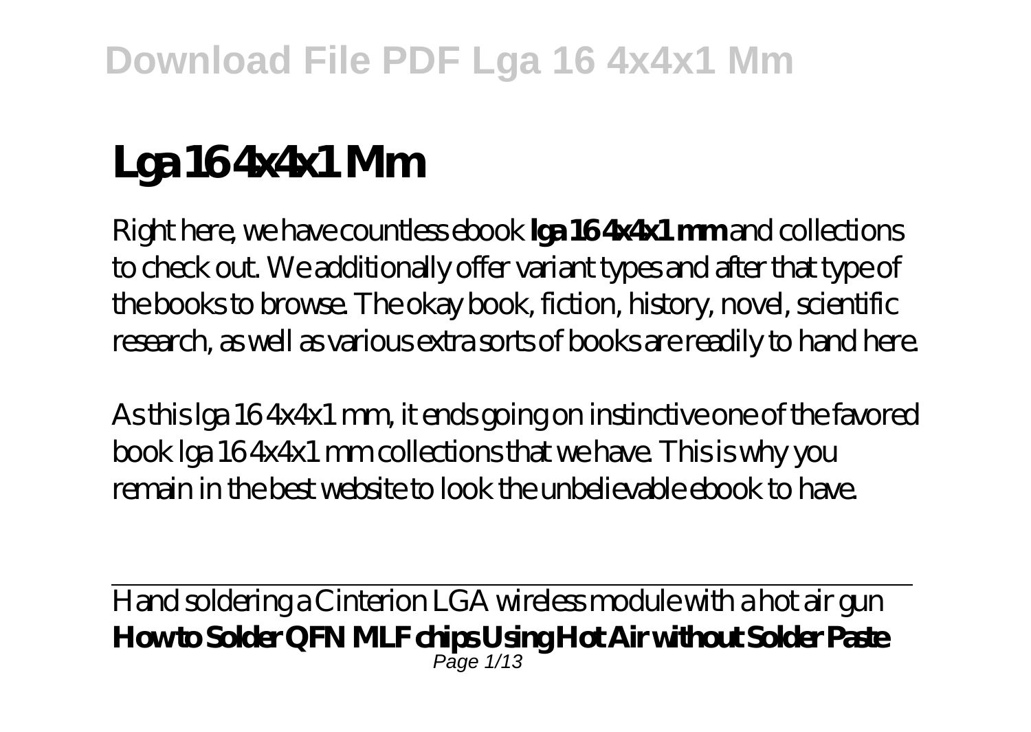# Lga 16 4x4x1 Mm

Right here, we have countless ebook **lga 16 4x4x1 mm** and collections to check out. We additionally offer variant types and after that type of the books to browse. The okay book, fiction, history, novel, scientific research, as well as various extra sorts of books are readily to hand here.

As this lga 16 4x4x1 mm, it ends going on instinctive one of the favored book lga 16 4x4x1 mm collections that we have. This is why you remain in the best website to look the unbelievable ebook to have.

Hand soldering a Cinterion LGA wireless module with a hot air gun

**How to Solder QFN MLF chips Using Hot Air without Solder Paste**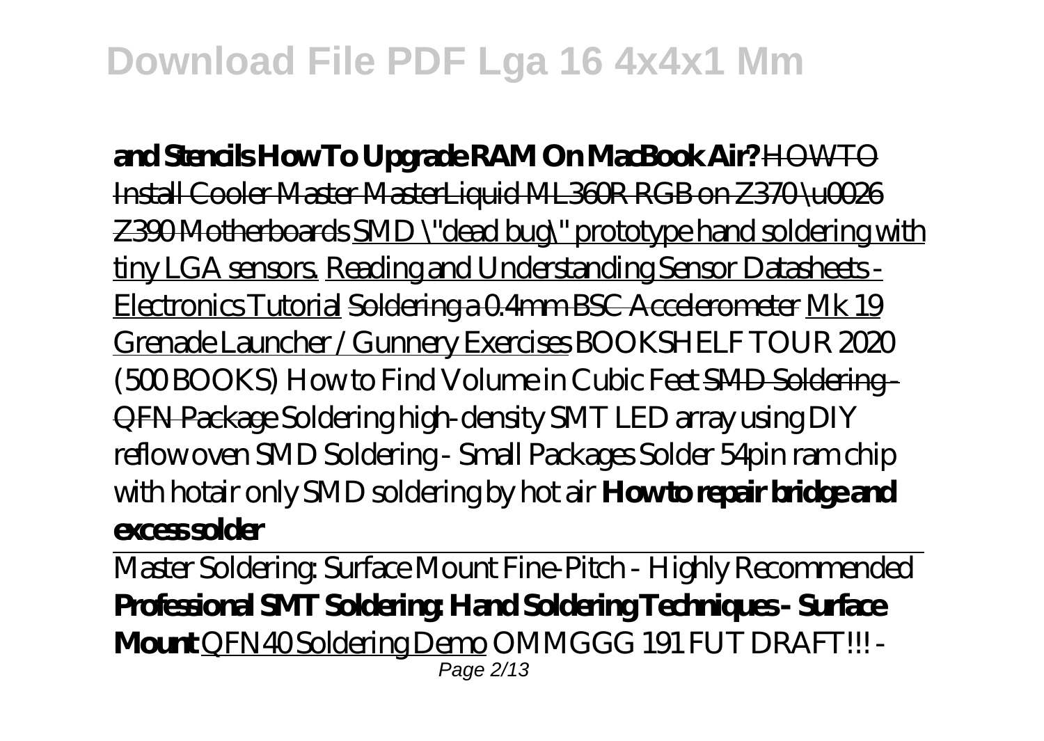**and Stencils How To Upgrade RAM On MacBook Air?** ~~HOWTO Install Cooler Master MasterLiquid ML360R RGB on Z370 \u0026 Z390 Motherboards~~ SMD \"dead bug\" prototype hand soldering with tiny LGA sensors. Reading and Understanding Sensor Datasheets - Electronics Tutorial ~~Soldering a 0.4mm BSC Accelerometer~~ Mk 19 Grenade Launcher / Gunnery Exercises *BOOKSHELF TOUR 2020 (500 BOOKS) How to Find Volume in Cubic Feet* ~~SMD Soldering - QFN Package~~ *Soldering high-density SMT LED array using DIY reflow oven SMD Soldering - Small Packages Solder 54pin ram chip with hotair only SMD soldering by hot air* **How to repair bridge and excess solder**

Master Soldering: Surface Mount Fine-Pitch - Highly Recommended **Professional SMT Soldering: Hand Soldering Techniques - Surface Mount** QFN40 Soldering Demo *OMMGGG 191 FUT DRAFT!!! -*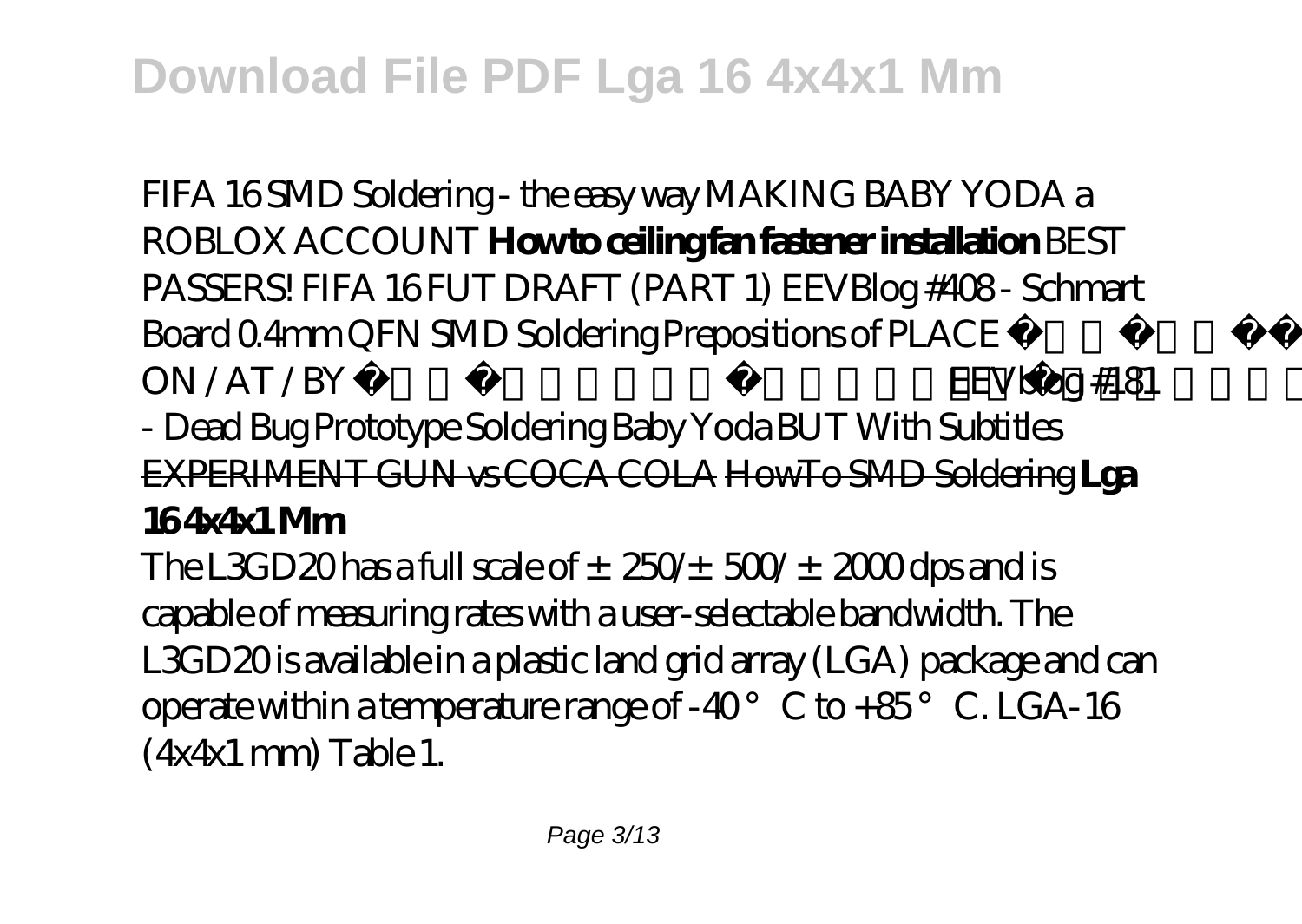FIFA 16 SMD Soldering - the easy way MAKING BABY YODA a ROBLOX ACCOUNT **How to ceiling fan fastener installation** BEST PASSERS! FIFA 16 FUT DRAFT (PART 1) EEVBlog #408 - Schmart Board 0.4mm QFN SMD Soldering Prepositions of PLACE ON / AT / BY EEVblog #181 - Dead Bug Prototype Soldering Baby Yoda BUT With Subtitles EXPERIMENT GUN vs COCA COLA HowTo SMD Soldering **Lga 16 4x4x1 Mm**

The L3GD20 has a full scale of ±250/±500/±2000 dps and is capable of measuring rates with a user-selectable bandwidth. The L3GD20 is available in a plastic land grid array (LGA) package and can operate within a temperature range of -40 °C to +85 °C. LGA-16 (4x4x1 mm) Table 1.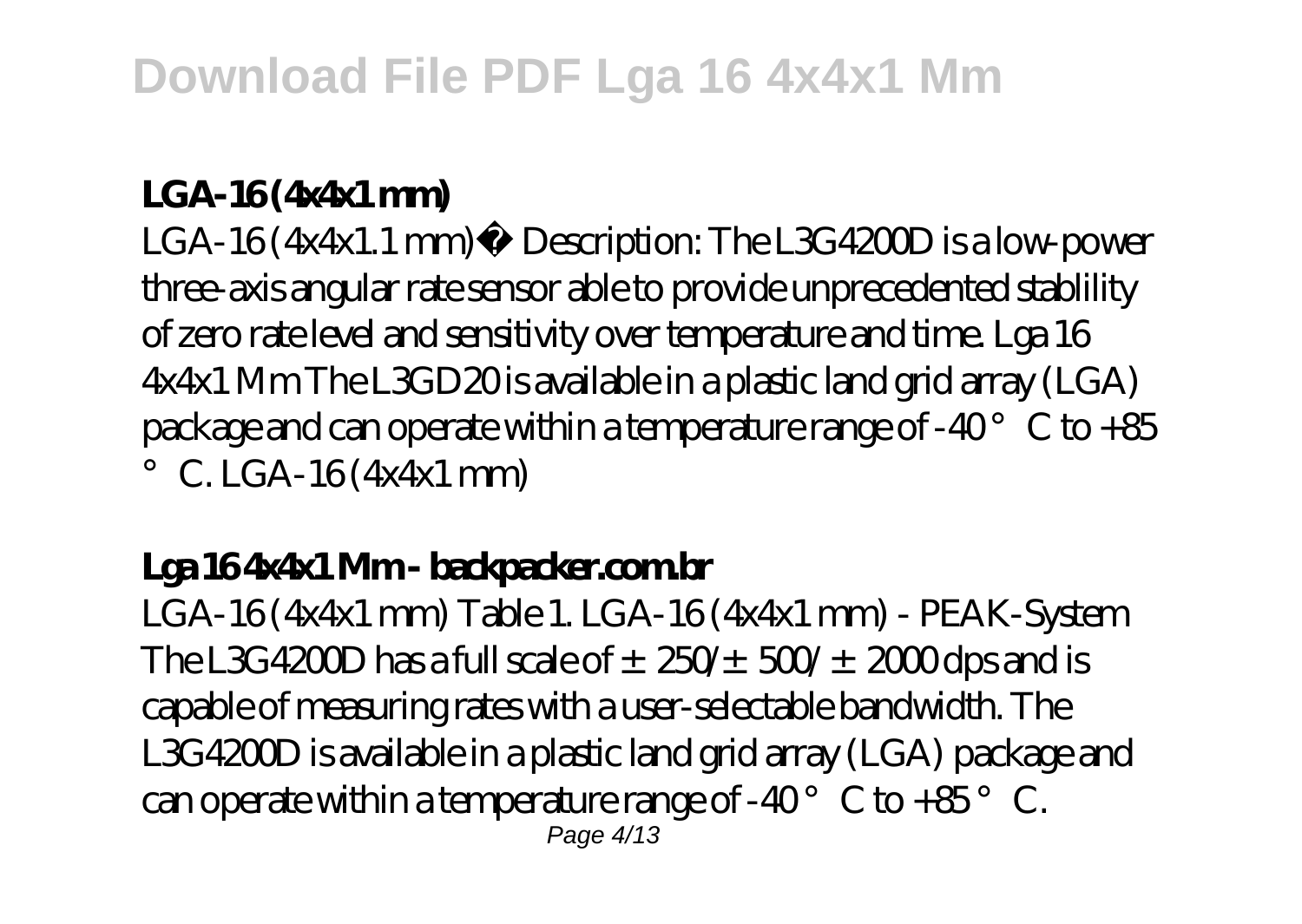**LGA-16 (4x4x1 mm)**

LGA-16 (4x4x1.1 mm)• Description: The L3G4200D is a low-power three-axis angular rate sensor able to provide unprecedented stablility of zero rate level and sensitivity over temperature and time. Lga 16 4x4x1 Mm The L3GD20 is available in a plastic land grid array (LGA) package and can operate within a temperature range of -40 °C to +85 °C. LGA-16 (4x4x1 mm)

**Lga 16 4x4x1 Mm - backpacker.com.br**

LGA-16 (4x4x1 mm) Table 1. LGA-16 (4x4x1 mm) - PEAK-System The L3G4200D has a full scale of ±250/±500/±2000 dps and is capable of measuring rates with a user-selectable bandwidth. The L3G4200D is available in a plastic land grid array (LGA) package and can operate within a temperature range of -40 °C to +85 °C.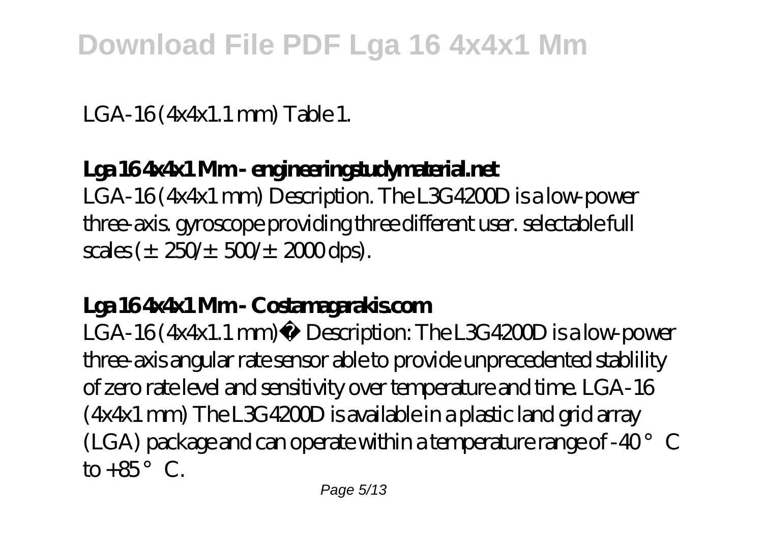LGA-16 (4x4x1.1 mm) Table 1.

**Lga 16 4x4x1 Mm - engineeringstudymaterial.net**

LGA-16 (4x4x1 mm) Description. The L3G4200D is a low-power three-axis. gyroscope providing three different user. selectable full scales (± 250/± 500/± 2000 dps).

**Lga 16 4x4x1 Mm - Costamagarakis.com**

LGA-16 (4x4x1.1 mm)• Description: The L3G4200D is a low-power three-axis angular rate sensor able to provide unprecedented stablility of zero rate level and sensitivity over temperature and time. LGA-16 (4x4x1 mm) The L3G4200D is available in a plastic land grid array (LGA) package and can operate within a temperature range of -40 ° C to +85 ° C.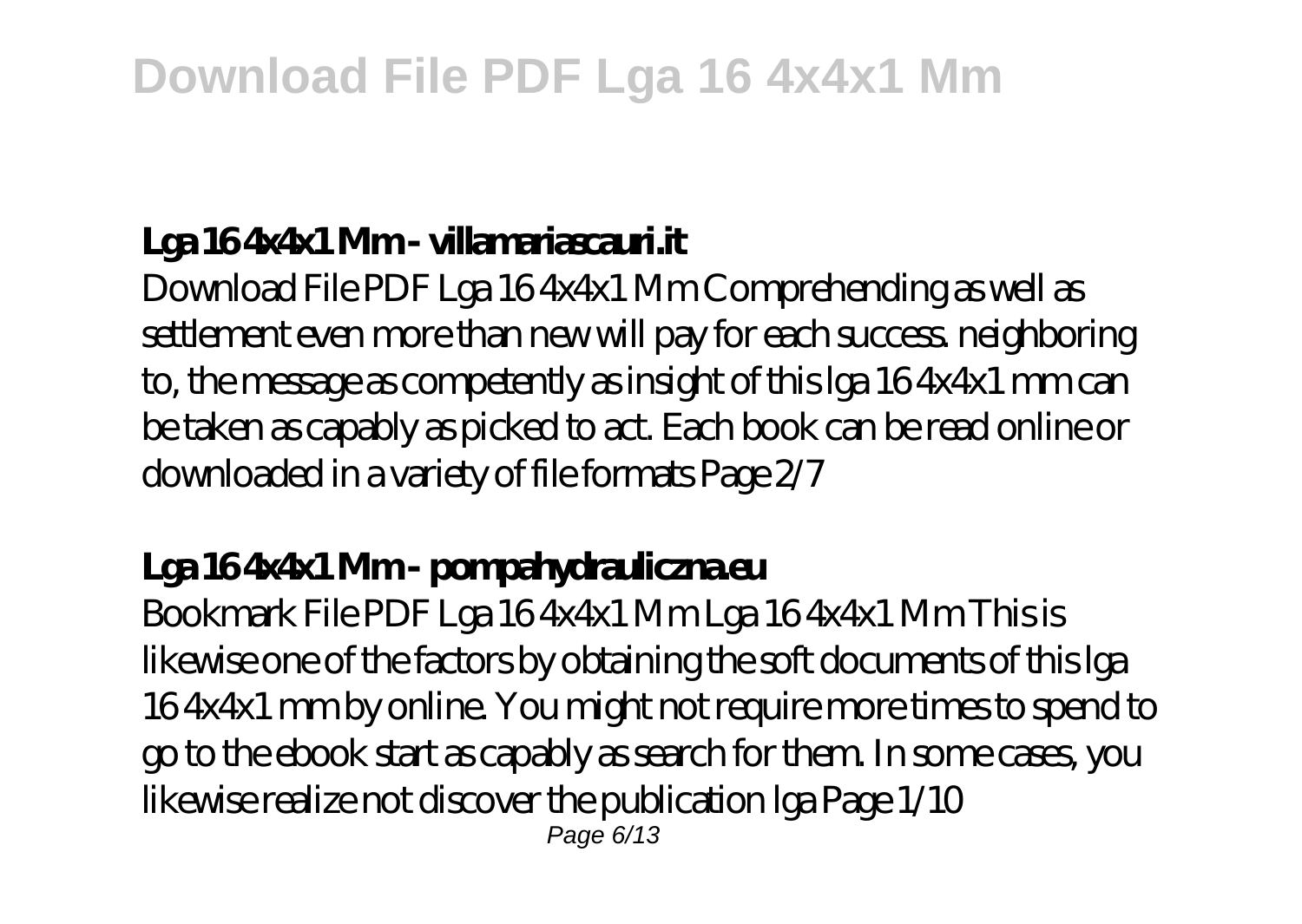## Lga 16 4x4x1 Mm - villamariascauri.it

Download File PDF Lga 16 4x4x1 Mm Comprehending as well as settlement even more than new will pay for each success. neighboring to, the message as competently as insight of this lga 16 4x4x1 mm can be taken as capably as picked to act. Each book can be read online or downloaded in a variety of file formats Page 2/7

## Lga 16 4x4x1 Mm - pompahydrauliczna.eu

Bookmark File PDF Lga 16 4x4x1 Mm Lga 16 4x4x1 Mm This is likewise one of the factors by obtaining the soft documents of this lga 16 4x4x1 mm by online. You might not require more times to spend to go to the ebook start as capably as search for them. In some cases, you likewise realize not discover the publication lga Page 1/10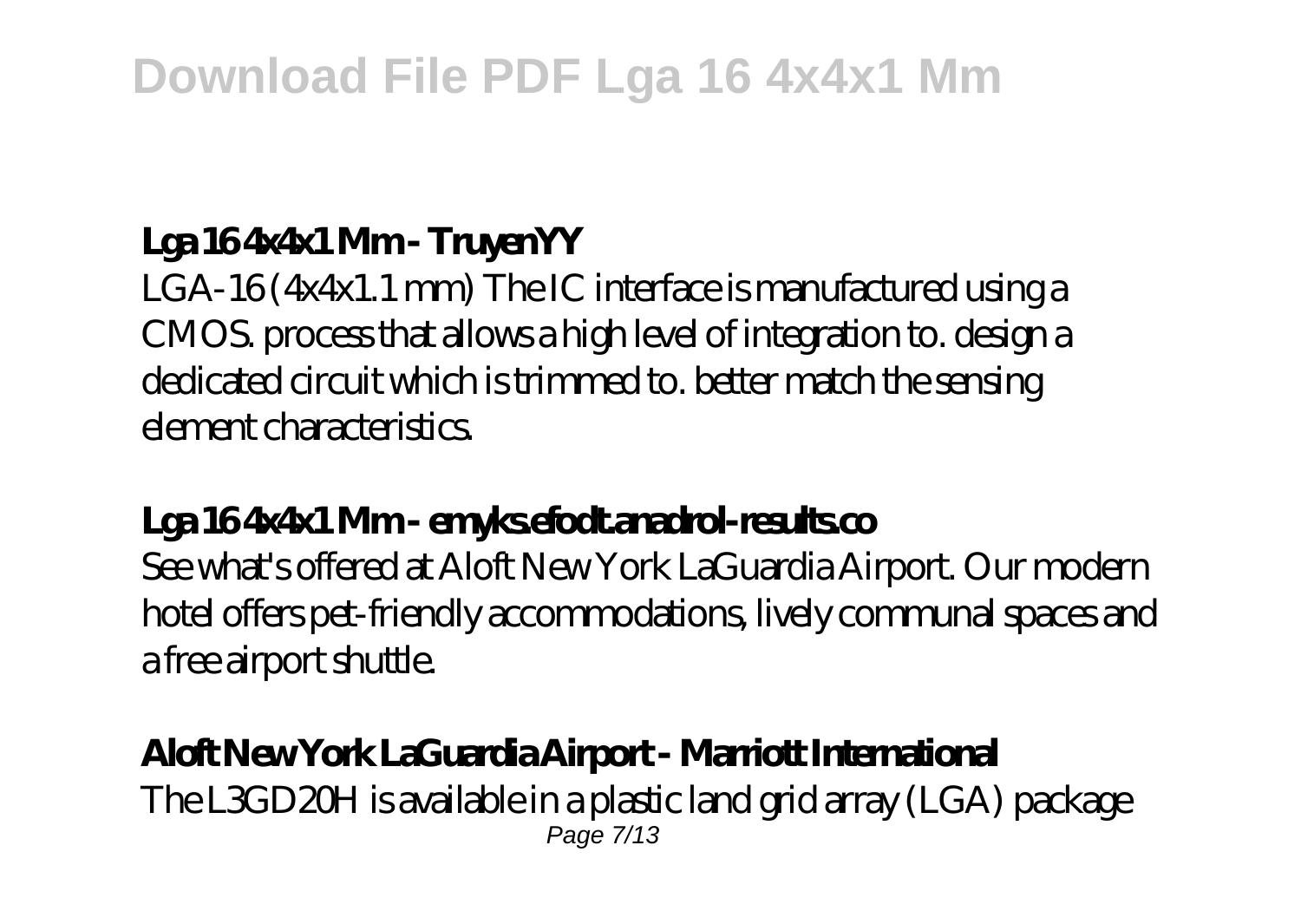### Lga 16 4x4x1 Mm - TruyenYY

LGA-16 (4x4x1.1 mm) The IC interface is manufactured using a CMOS. process that allows a high level of integration to. design a dedicated circuit which is trimmed to. better match the sensing element characteristics.

### Lga 16 4x4x1 Mm - emyks.efodt.anadrol-results.co

See what's offered at Aloft New York LaGuardia Airport. Our modern hotel offers pet-friendly accommodations, lively communal spaces and a free airport shuttle.

### Aloft New York LaGuardia Airport - Marriott International

The L3GD20H is available in a plastic land grid array (LGA) package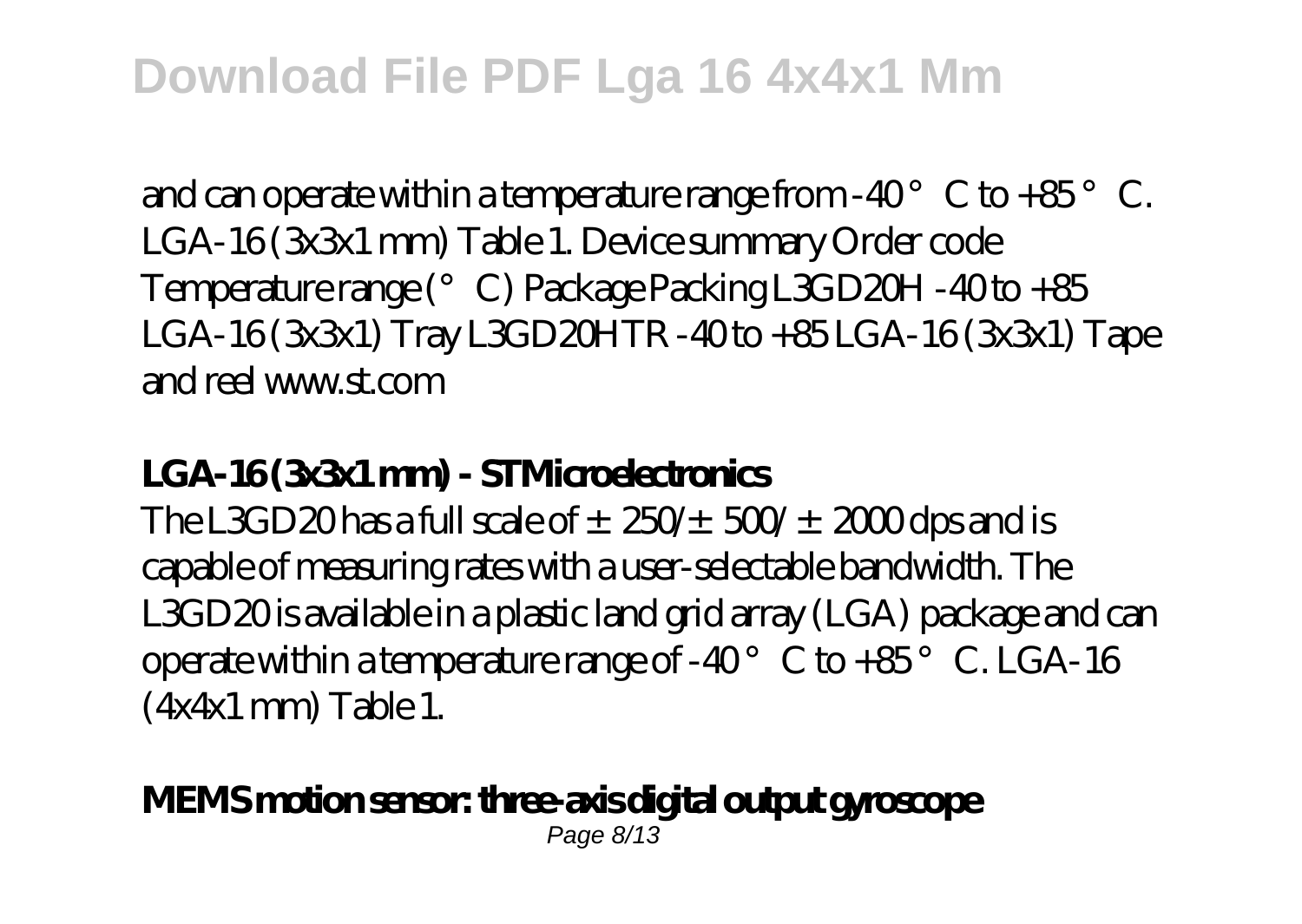and can operate within a temperature range from -40 ° C to +85 ° C. LGA-16 (3x3x1 mm) Table 1. Device summary Order code Temperature range (° C) Package Packing L3GD20H -40 to +85 LGA-16 (3x3x1) Tray L3GD20HTR -40 to +85 LGA-16 (3x3x1) Tape and reel www.st.com

### LGA-16 (3x3x1 mm) - STMicroelectronics

The L3GD20 has a full scale of ± 250/± 500/ ± 2000 dps and is capable of measuring rates with a user-selectable bandwidth. The L3GD20 is available in a plastic land grid array (LGA) package and can operate within a temperature range of -40 ° C to +85 ° C. LGA-16 (4x4x1 mm) Table 1.

### MEMS motion sensor: three-axis digital output gyroscope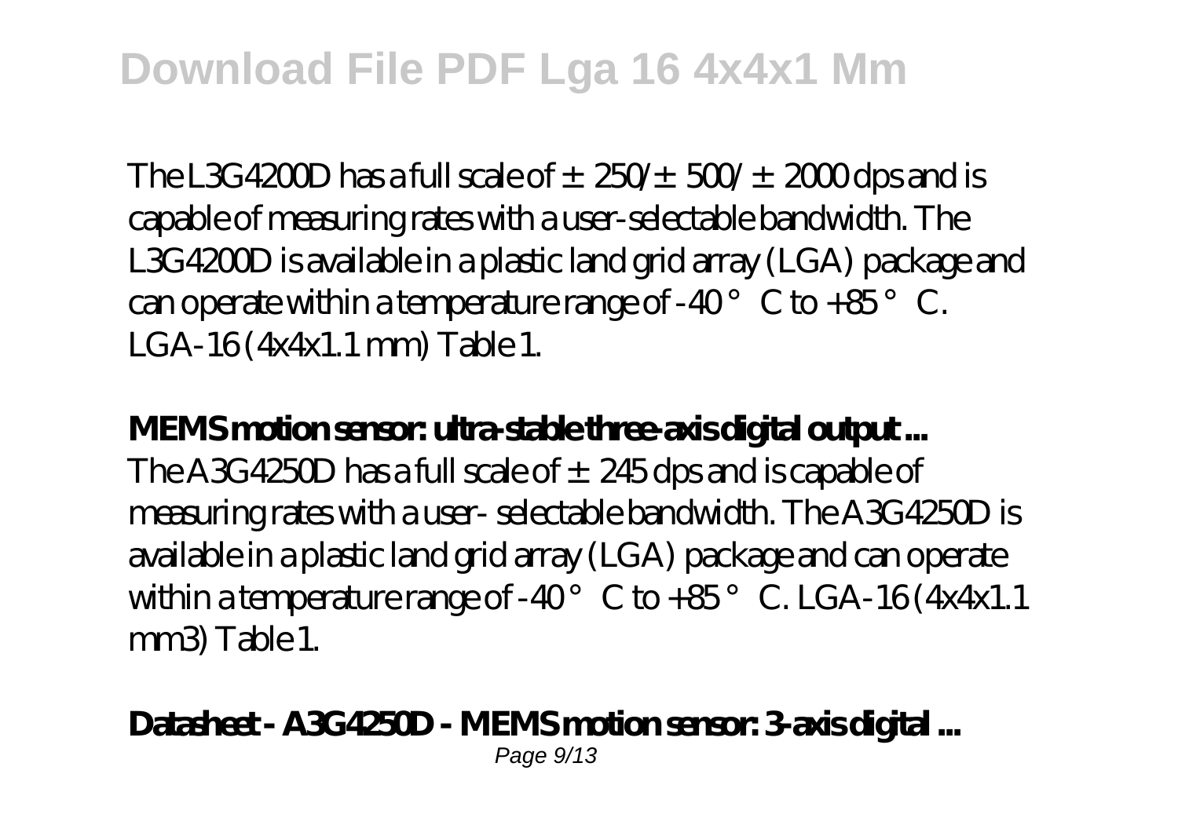The L3G4200D has a full scale of $\pm 250/\pm 500/\pm 2000$ dps and is capable of measuring rates with a user-selectable bandwidth. The L3G4200D is available in a plastic land grid array (LGA) package and can operate within a temperature range of -40 °C to +85 °C. LGA-16 (4x4x1.1 mm) Table 1.

**MEMS motion sensor: ultra-stable three-axis digital output ...**

The A3G4250D has a full scale of ± 245 dps and is capable of measuring rates with a user- selectable bandwidth. The A3G4250D is available in a plastic land grid array (LGA) package and can operate within a temperature range of -40 °C to +85 °C. LGA-16 (4x4x1.1 mm3) Table 1.

**Datasheet - A3G4250D - MEMS motion sensor: 3-axis digital ...**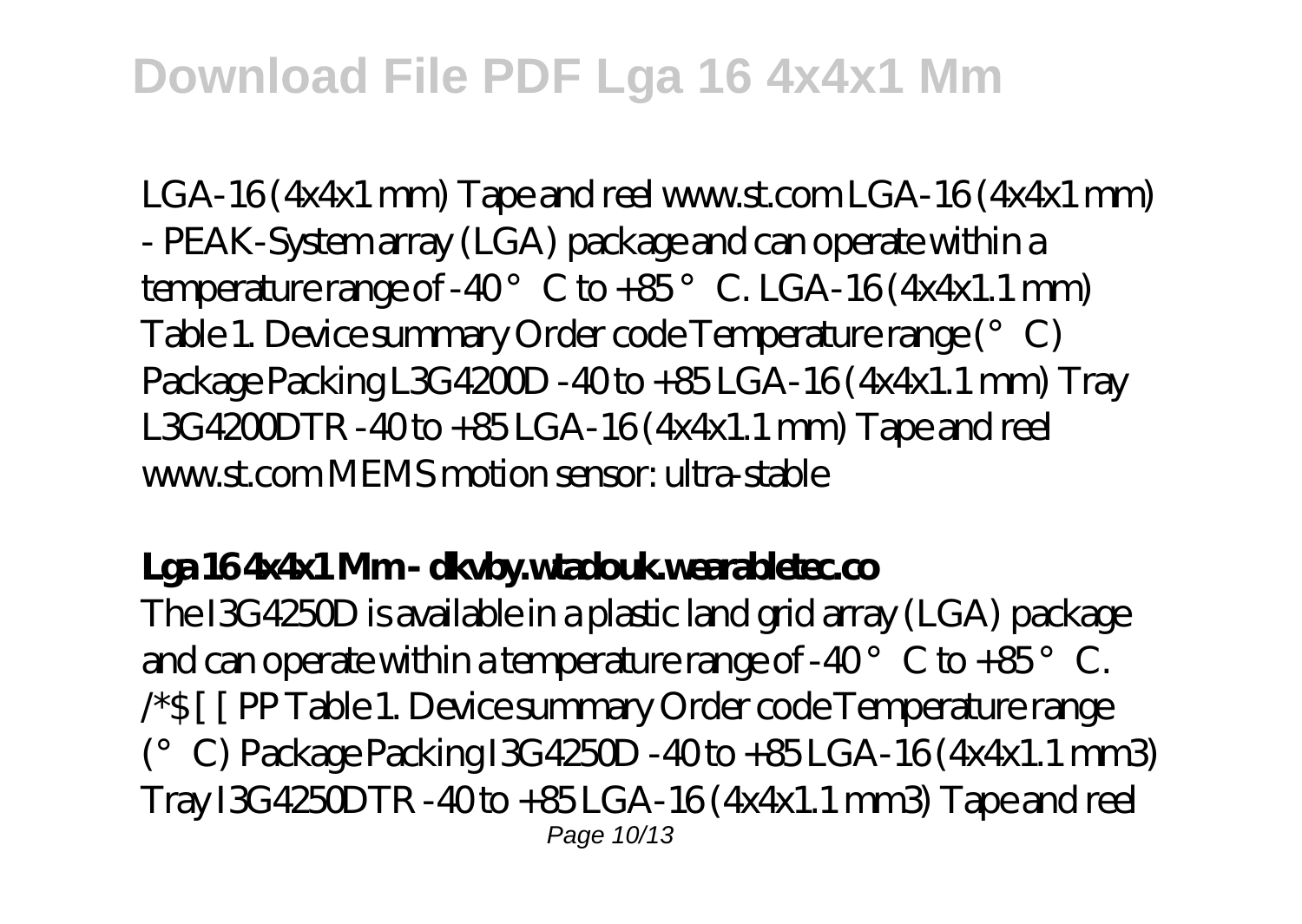LGA-16 (4x4x1 mm) Tape and reel www.st.com LGA-16 (4x4x1 mm) - PEAK-System array (LGA) package and can operate within a temperature range of -40 ° C to +85 ° C. LGA-16 (4x4x1.1 mm) Table 1. Device summary Order code Temperature range (° C) Package Packing L3G4200D -40 to +85 LGA-16 (4x4x1.1 mm) Tray L3G4200DTR -40 to +85 LGA-16 (4x4x1.1 mm) Tape and reel www.st.com MEMS motion sensor: ultra-stable

### Lga 16 4x4x1 Mm - dkvby.wtadouk.wearabletec.co

The I3G4250D is available in a plastic land grid array (LGA) package and can operate within a temperature range of -40 ° C to +85 ° C. /*$ [ [ PP Table 1. Device summary Order code Temperature range (° C) Package Packing I3G4250D -40 to +85 LGA-16 (4x4x1.1 mm3) Tray I3G4250DTR -40 to +85 LGA-16 (4x4x1.1 mm3) Tape and reel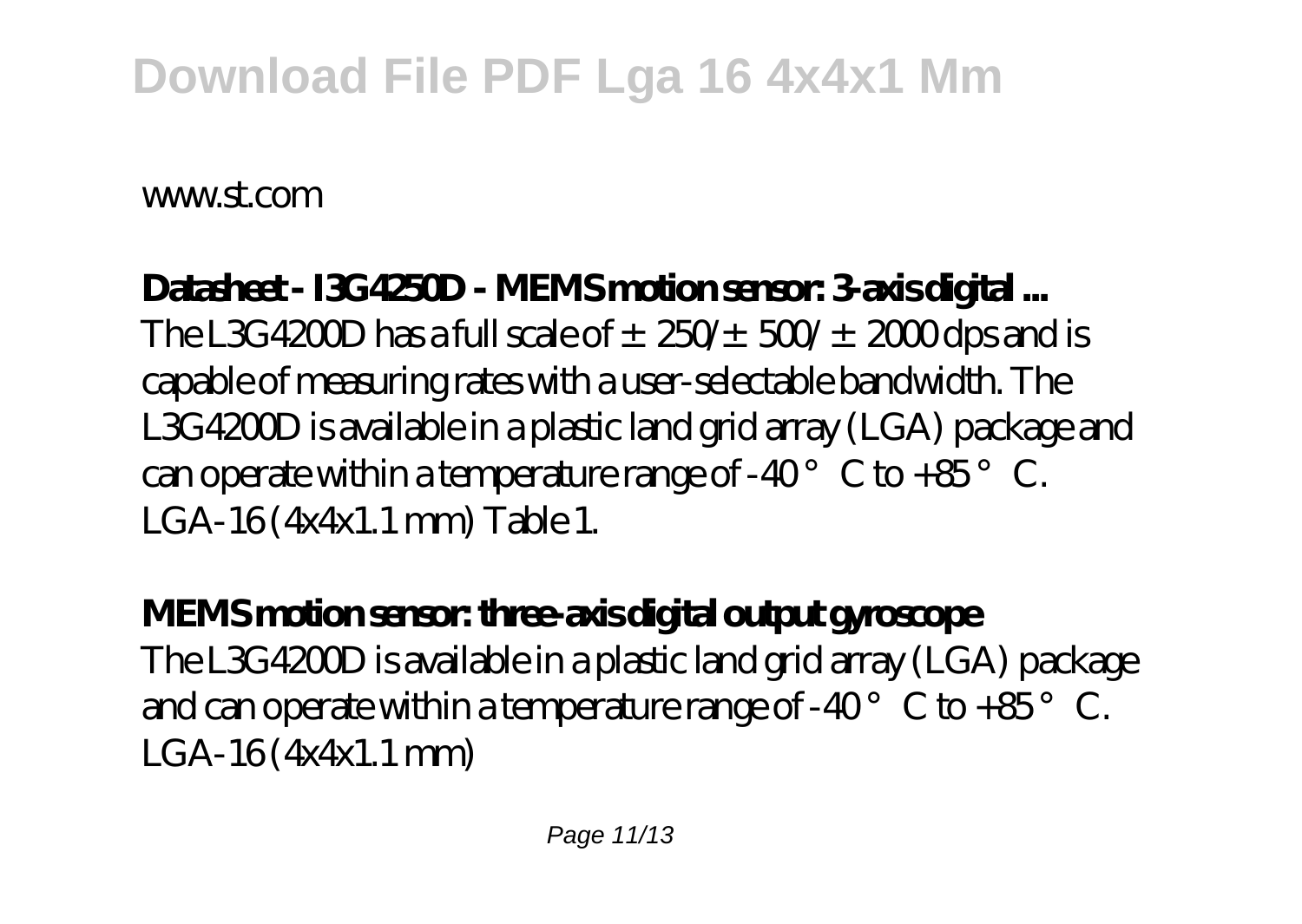www.st.com

**Datasheet - I3G4250D - MEMS motion sensor: 3-axis digital ...**

The L3G4200D has a full scale of ± 250/± 500/ ± 2000 dps and is capable of measuring rates with a user-selectable bandwidth. The L3G4200D is available in a plastic land grid array (LGA) package and can operate within a temperature range of -40 ° C to +85 ° C. LGA-16 (4x4x1.1 mm) Table 1.

**MEMS motion sensor: three-axis digital output gyroscope**

The L3G4200D is available in a plastic land grid array (LGA) package and can operate within a temperature range of -40 ° C to +85 ° C. LGA-16 (4x4x1.1 mm)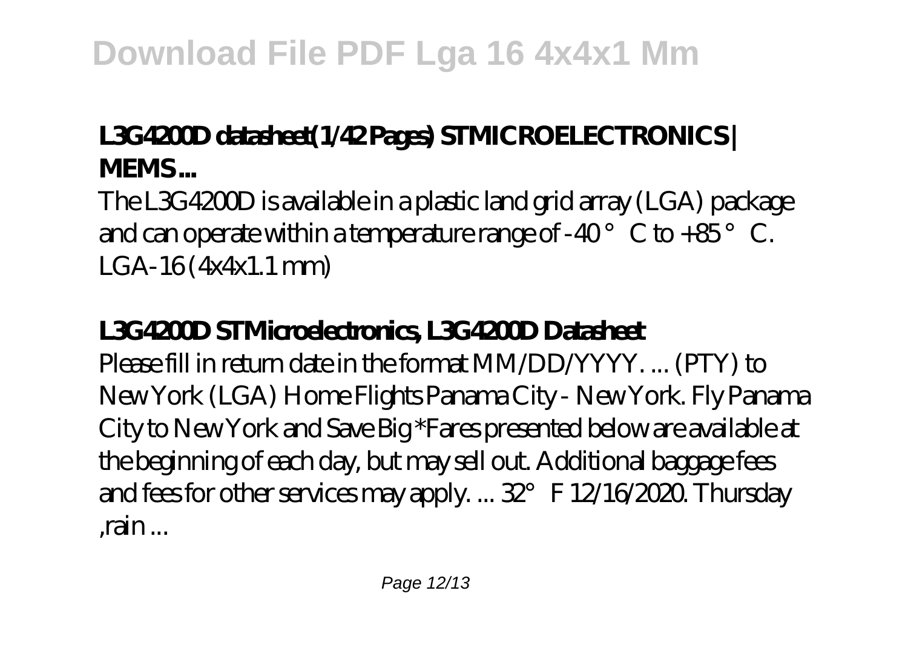## L3G4200D datasheet(1/42 Pages) STMICROELECTRONICS | MEMS ...

The L3G4200D is available in a plastic land grid array (LGA) package and can operate within a temperature range of -40 ° C to +85 ° C. LGA-16 (4x4x1.1 mm)

## L3G4200D STMicroelectronics, L3G4200D Datasheet

Please fill in return date in the format MM/DD/YYYY. ... (PTY) to New York (LGA) Home Flights Panama City - New York. Fly Panama City to New York and Save Big *Fares presented below are available at the beginning of each day, but may sell out. Additional baggage fees and fees for other services may apply. ... 32° F 12/16/2020. Thursday ,rain ...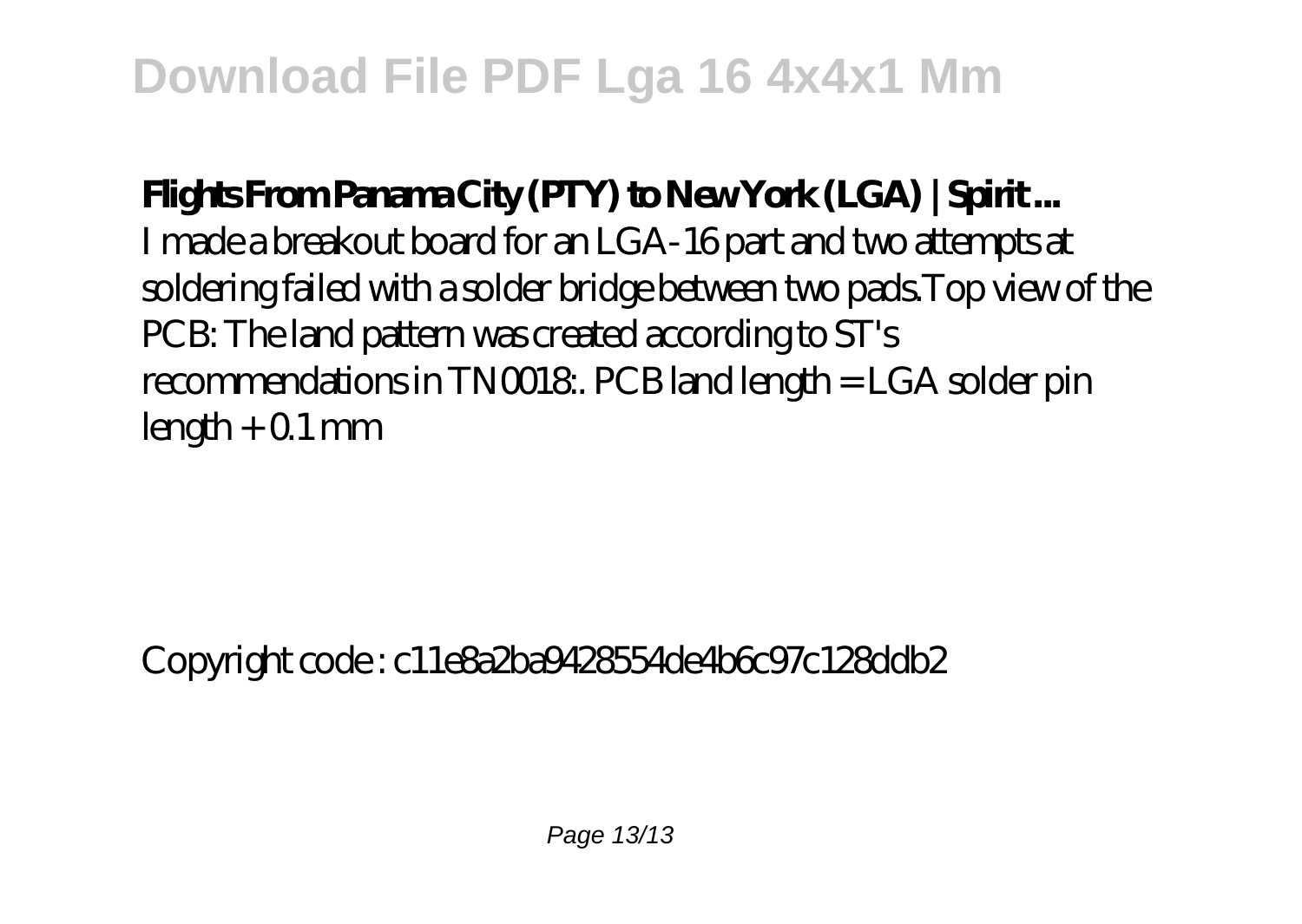**Flights From Panama City (PTY) to New York (LGA) | Spirit ...**

I made a breakout board for an LGA-16 part and two attempts at soldering failed with a solder bridge between two pads.Top view of the PCB: The land pattern was created according to ST's recommendations in TN0018:. PCB land length = LGA solder pin length + 0.1 mm

Copyright code : c11e8a2ba9428554de4b6c97c128ddb2